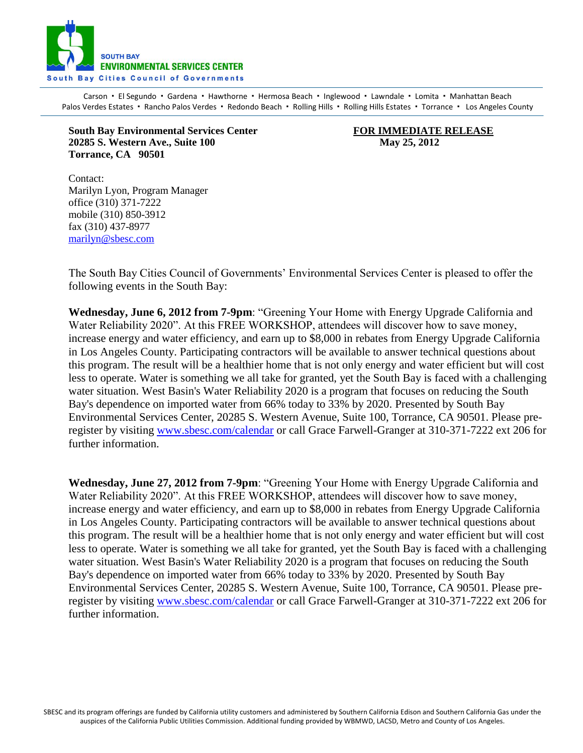SOUTH BAY
**ENVIRONMENTAL SERVICES CENTER**
South Bay Cities Council of Governments

Carson • El Segundo • Gardena • Hawthorne • Hermosa Beach • Inglewood • Lawndale • Lomita • Manhattan Beach
Palos Verdes Estates • Rancho Palos Verdes • Redondo Beach • Rolling Hills • Rolling Hills Estates • Torrance • Los Angeles County

**South Bay Environmental Services Center**
**20285 S. Western Ave., Suite 100**
**Torrance, CA 90501**

**FOR IMMEDIATE RELEASE**
**May 25, 2012**

Contact:
Marilyn Lyon, Program Manager
office (310) 371-7222
mobile (310) 850-3912
fax (310) 437-8977
marilyn@sbesc.com

The South Bay Cities Council of Governments' Environmental Services Center is pleased to offer the following events in the South Bay:

**Wednesday, June 6, 2012 from 7-9pm**: "Greening Your Home with Energy Upgrade California and Water Reliability 2020". At this FREE WORKSHOP, attendees will discover how to save money, increase energy and water efficiency, and earn up to $8,000 in rebates from Energy Upgrade California in Los Angeles County. Participating contractors will be available to answer technical questions about this program. The result will be a healthier home that is not only energy and water efficient but will cost less to operate. Water is something we all take for granted, yet the South Bay is faced with a challenging water situation. West Basin's Water Reliability 2020 is a program that focuses on reducing the South Bay's dependence on imported water from 66% today to 33% by 2020. Presented by South Bay Environmental Services Center, 20285 S. Western Avenue, Suite 100, Torrance, CA 90501. Please pre-register by visiting www.sbesc.com/calendar or call Grace Farwell-Granger at 310-371-7222 ext 206 for further information.

**Wednesday, June 27, 2012 from 7-9pm**: "Greening Your Home with Energy Upgrade California and Water Reliability 2020". At this FREE WORKSHOP, attendees will discover how to save money, increase energy and water efficiency, and earn up to $8,000 in rebates from Energy Upgrade California in Los Angeles County. Participating contractors will be available to answer technical questions about this program. The result will be a healthier home that is not only energy and water efficient but will cost less to operate. Water is something we all take for granted, yet the South Bay is faced with a challenging water situation. West Basin's Water Reliability 2020 is a program that focuses on reducing the South Bay's dependence on imported water from 66% today to 33% by 2020. Presented by South Bay Environmental Services Center, 20285 S. Western Avenue, Suite 100, Torrance, CA 90501. Please pre-register by visiting www.sbesc.com/calendar or call Grace Farwell-Granger at 310-371-7222 ext 206 for further information.

SBESC and its program offerings are funded by California utility customers and administered by Southern California Edison and Southern California Gas under the auspices of the California Public Utilities Commission. Additional funding provided by WBMWD, LACSD, Metro and County of Los Angeles.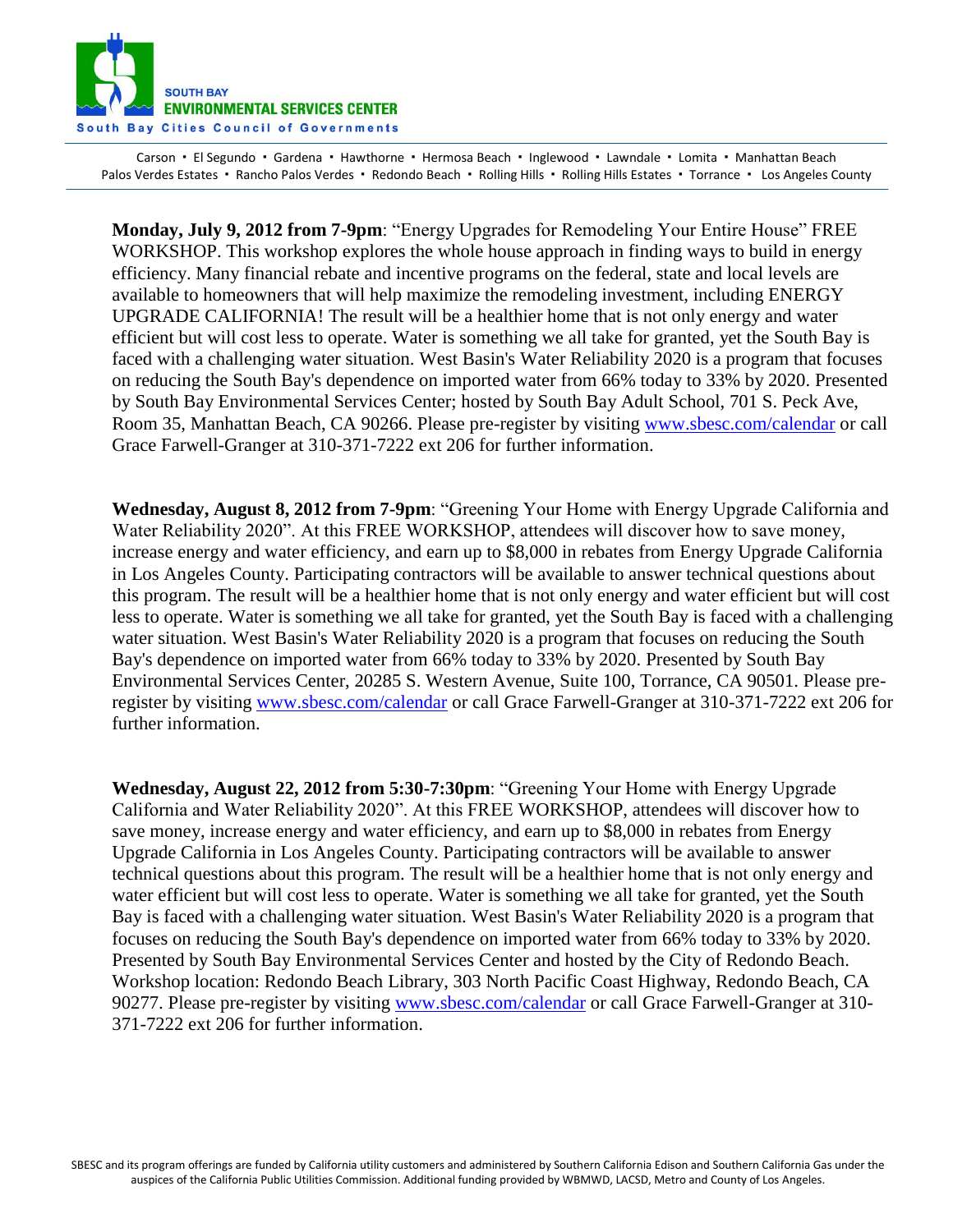**Monday, July 9, 2012 from 7-9pm**: "Energy Upgrades for Remodeling Your Entire House" FREE WORKSHOP. This workshop explores the whole house approach in finding ways to build in energy efficiency. Many financial rebate and incentive programs on the federal, state and local levels are available to homeowners that will help maximize the remodeling investment, including ENERGY UPGRADE CALIFORNIA! The result will be a healthier home that is not only energy and water efficient but will cost less to operate. Water is something we all take for granted, yet the South Bay is faced with a challenging water situation. West Basin's Water Reliability 2020 is a program that focuses on reducing the South Bay's dependence on imported water from 66% today to 33% by 2020. Presented by South Bay Environmental Services Center; hosted by South Bay Adult School, 701 S. Peck Ave, Room 35, Manhattan Beach, CA 90266. Please pre-register by visiting www.sbesc.com/calendar or call Grace Farwell-Granger at 310-371-7222 ext 206 for further information.

**Wednesday, August 8, 2012 from 7-9pm**: "Greening Your Home with Energy Upgrade California and Water Reliability 2020". At this FREE WORKSHOP, attendees will discover how to save money, increase energy and water efficiency, and earn up to $8,000 in rebates from Energy Upgrade California in Los Angeles County. Participating contractors will be available to answer technical questions about this program. The result will be a healthier home that is not only energy and water efficient but will cost less to operate. Water is something we all take for granted, yet the South Bay is faced with a challenging water situation. West Basin's Water Reliability 2020 is a program that focuses on reducing the South Bay's dependence on imported water from 66% today to 33% by 2020. Presented by South Bay Environmental Services Center, 20285 S. Western Avenue, Suite 100, Torrance, CA 90501. Please pre-register by visiting www.sbesc.com/calendar or call Grace Farwell-Granger at 310-371-7222 ext 206 for further information.

**Wednesday, August 22, 2012 from 5:30-7:30pm**: "Greening Your Home with Energy Upgrade California and Water Reliability 2020". At this FREE WORKSHOP, attendees will discover how to save money, increase energy and water efficiency, and earn up to $8,000 in rebates from Energy Upgrade California in Los Angeles County. Participating contractors will be available to answer technical questions about this program. The result will be a healthier home that is not only energy and water efficient but will cost less to operate. Water is something we all take for granted, yet the South Bay is faced with a challenging water situation. West Basin's Water Reliability 2020 is a program that focuses on reducing the South Bay's dependence on imported water from 66% today to 33% by 2020. Presented by South Bay Environmental Services Center and hosted by the City of Redondo Beach. Workshop location: Redondo Beach Library, 303 North Pacific Coast Highway, Redondo Beach, CA 90277. Please pre-register by visiting www.sbesc.com/calendar or call Grace Farwell-Granger at 310-371-7222 ext 206 for further information.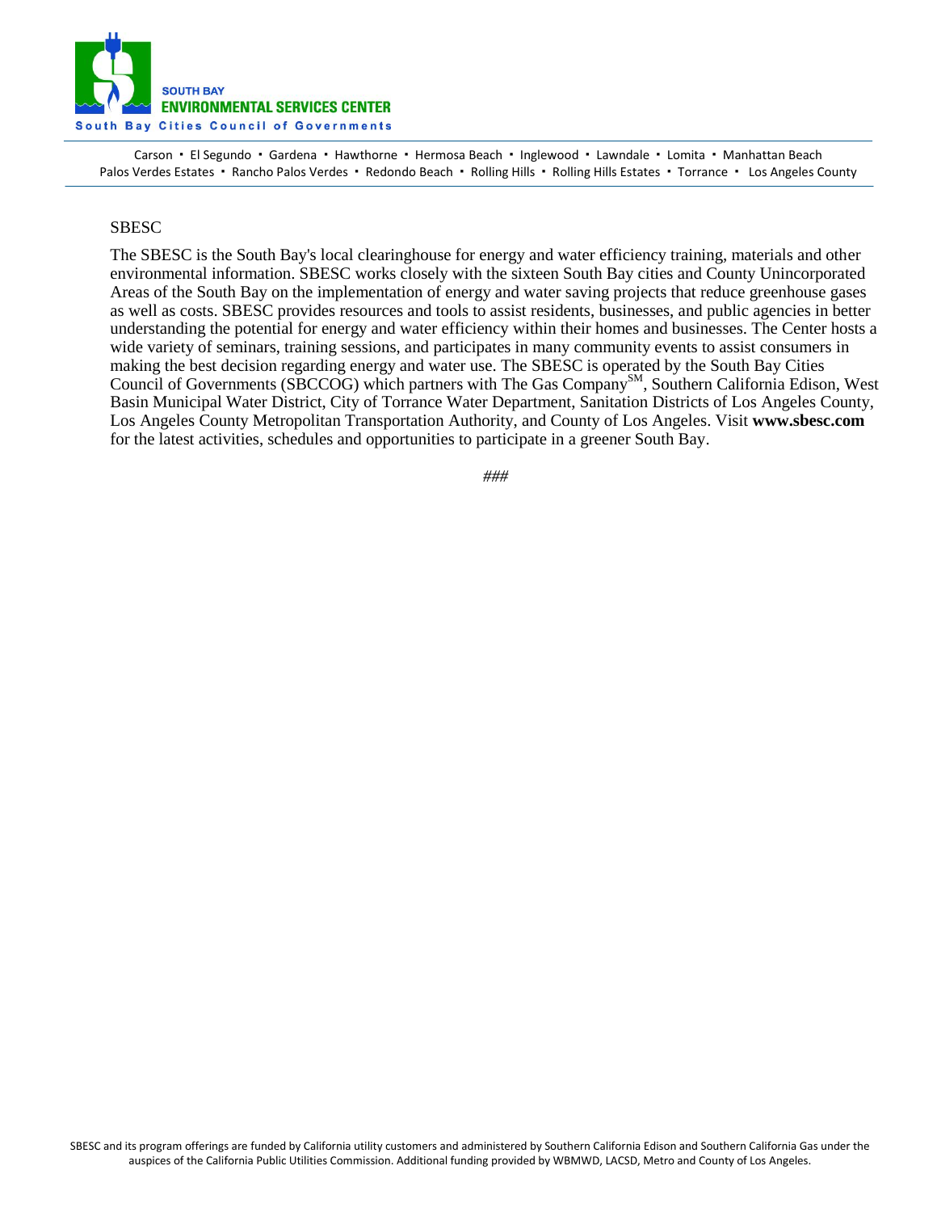SOUTH BAY
ENVIRONMENTAL SERVICES CENTER
South Bay Cities Council of Governments

Carson • El Segundo • Gardena • Hawthorne • Hermosa Beach • Inglewood • Lawndale • Lomita • Manhattan Beach
Palos Verdes Estates • Rancho Palos Verdes • Redondo Beach • Rolling Hills • Rolling Hills Estates • Torrance • Los Angeles County

SBESC

The SBESC is the South Bay's local clearinghouse for energy and water efficiency training, materials and other environmental information. SBESC works closely with the sixteen South Bay cities and County Unincorporated Areas of the South Bay on the implementation of energy and water saving projects that reduce greenhouse gases as well as costs. SBESC provides resources and tools to assist residents, businesses, and public agencies in better understanding the potential for energy and water efficiency within their homes and businesses. The Center hosts a wide variety of seminars, training sessions, and participates in many community events to assist consumers in making the best decision regarding energy and water use. The SBESC is operated by the South Bay Cities Council of Governments (SBCCOG) which partners with The Gas Company℠, Southern California Edison, West Basin Municipal Water District, City of Torrance Water Department, Sanitation Districts of Los Angeles County, Los Angeles County Metropolitan Transportation Authority, and County of Los Angeles. Visit **www.sbesc.com** for the latest activities, schedules and opportunities to participate in a greener South Bay.

*###*

SBESC and its program offerings are funded by California utility customers and administered by Southern California Edison and Southern California Gas under the auspices of the California Public Utilities Commission. Additional funding provided by WBMWD, LACSD, Metro and County of Los Angeles.